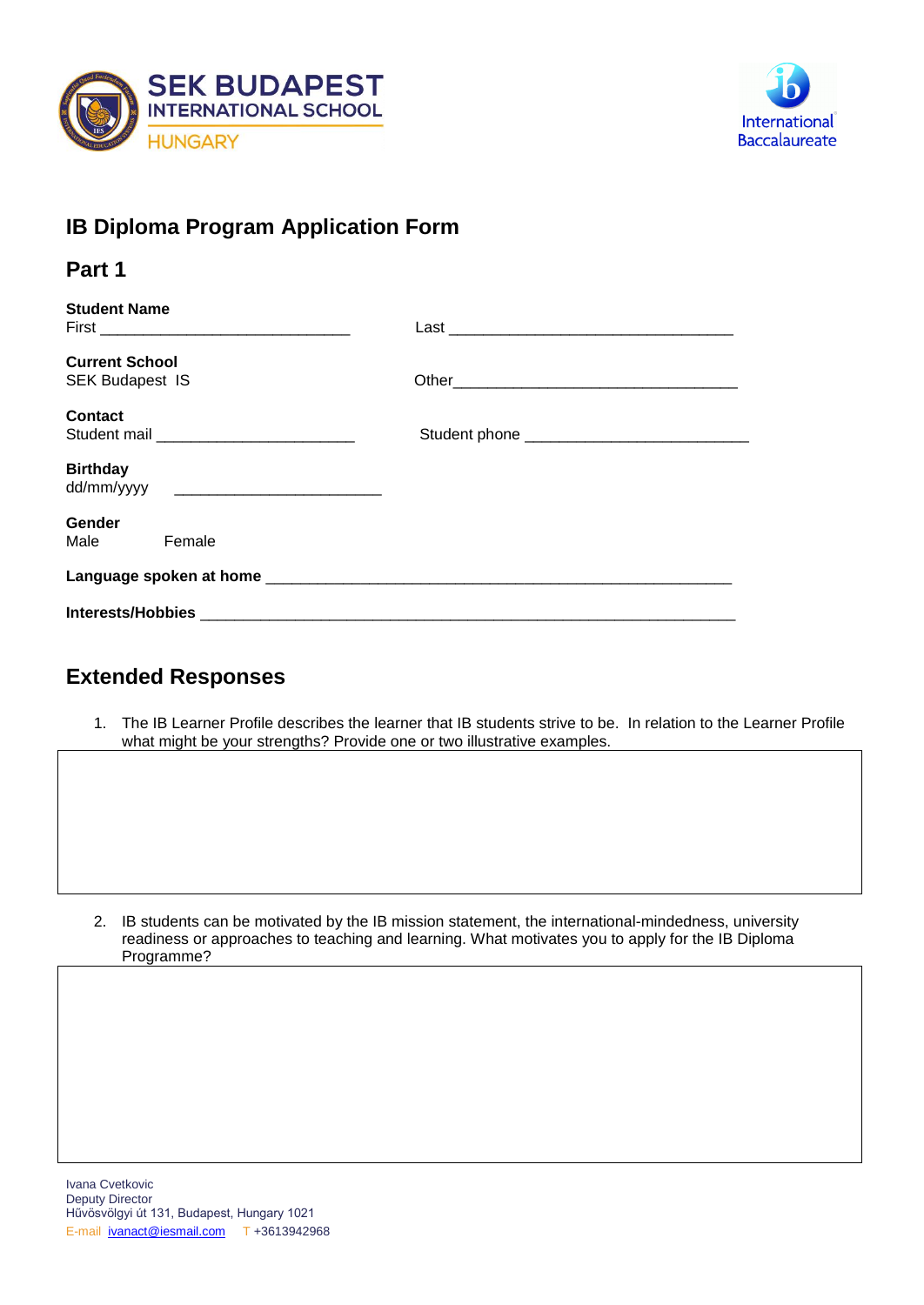SEK BUDAPEST
INTERNATIONAL SCHOOL
HUNGARY

International Baccalaureate

# IB Diploma Program Application Form

## Part 1

**Student Name**
First ____________________________ Last ________________________________

**Current School**
SEK Budapest IS Other________________________________

**Contact**
Student mail ______________________ Student phone ________________________

**Birthday**
dd/mm/yyyy _______________________

**Gender**
Male Female

**Language spoken at home** ____________________________________________________

**Interests/Hobbies** ___________________________________________________________

## Extended Responses

1. The IB Learner Profile describes the learner that IB students strive to be. In relation to the Learner Profile what might be your strengths? Provide one or two illustrative examples.

| |
|---|
| |

2. IB students can be motivated by the IB mission statement, the international-mindedness, university readiness or approaches to teaching and learning. What motivates you to apply for the IB Diploma Programme?

| |
|---|
| |

Ivana Cvetkovic
Deputy Director
Hűvösvölgyi út 131, Budapest, Hungary 1021
E-mail ivanact@iesmail.com T +3613942968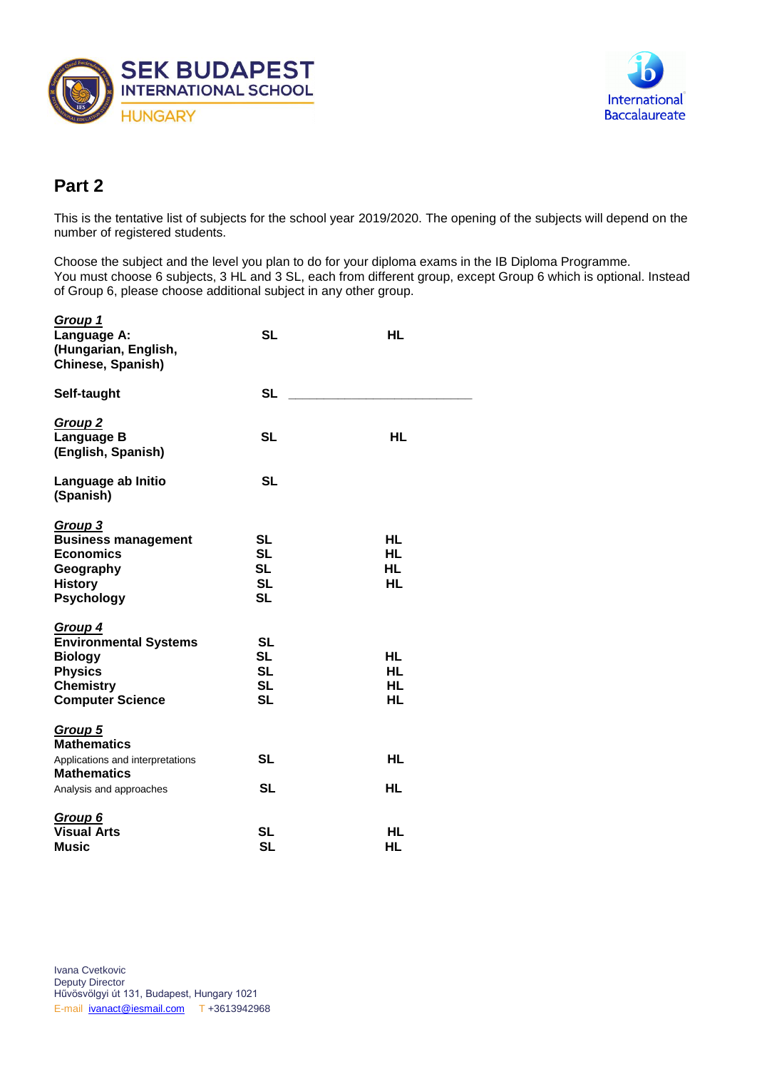## Part 2

This is the tentative list of subjects for the school year 2019/2020. The opening of the subjects will depend on the number of registered students.

Choose the subject and the level you plan to do for your diploma exams in the IB Diploma Programme.
You must choose 6 subjects, 3 HL and 3 SL, each from different group, except Group 6 which is optional. Instead of Group 6, please choose additional subject in any other group.

| | | |
|---|---|---|
| ***Group 1*** | | |
| **Language A: (Hungarian, English, Chinese, Spanish)** | **SL** | **HL** |
| **Self-taught** | **SL** | ____________________________ |
| ***Group 2*** | | |
| **Language B (English, Spanish)** | **SL** | **HL** |
| **Language ab Initio (Spanish)** | **SL** | |
| ***Group 3*** | | |
| **Business management** | **SL** | **HL** |
| **Economics** | **SL** | **HL** |
| **Geography** | **SL** | **HL** |
| **History** | **SL** | **HL** |
| **Psychology** | **SL** | |
| ***Group 4*** | | |
| **Environmental Systems** | **SL** | |
| **Biology** | **SL** | **HL** |
| **Physics** | **SL** | **HL** |
| **Chemistry** | **SL** | **HL** |
| **Computer Science** | **SL** | **HL** |
| ***Group 5*** | | |
| **Mathematics** Applications and interpretations | **SL** | **HL** |
| **Mathematics** Analysis and approaches | **SL** | **HL** |
| ***Group 6*** | | |
| **Visual Arts** | **SL** | **HL** |
| **Music** | **SL** | **HL** |

Ivana Cvetkovic
Deputy Director
Hűvösvölgyi út 131, Budapest, Hungary 1021
E-mail ivanact@iesmail.com T +3613942968